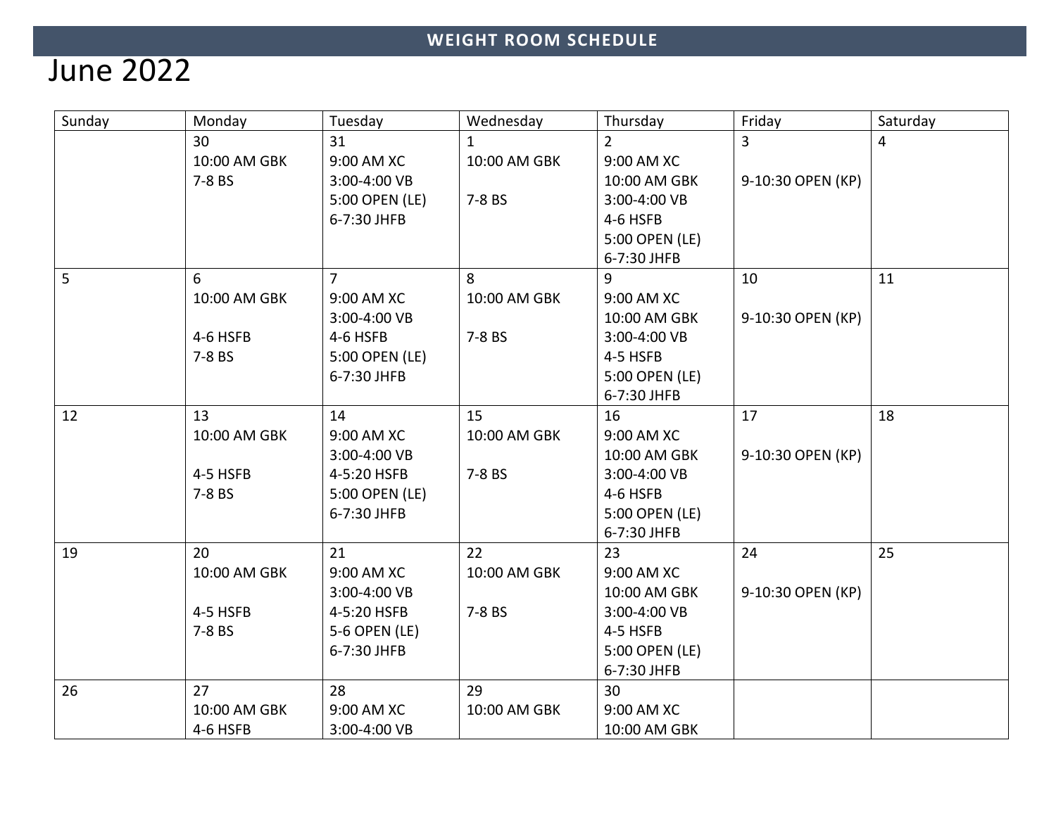**WEIGHT ROOM SCHEDULE**

# June 2022

| Sunday | Monday | Tuesday | Wednesday | Thursday | Friday | Saturday |
|---|---|---|---|---|---|---|
| | 30<br>10:00 AM GBK<br>7-8 BS | 31<br>9:00 AM XC<br>3:00-4:00 VB<br>5:00 OPEN (LE)<br>6-7:30 JHFB | 1<br>10:00 AM GBK<br><br>7-8 BS | 2<br>9:00 AM XC<br>10:00 AM GBK<br>3:00-4:00 VB<br>4-6 HSFB<br>5:00 OPEN (LE)<br>6-7:30 JHFB | 3<br><br>9-10:30 OPEN (KP) | 4 |
| 5 | 6<br>10:00 AM GBK<br><br>4-6 HSFB<br>7-8 BS | 7<br>9:00 AM XC<br>3:00-4:00 VB<br>4-6 HSFB<br>5:00 OPEN (LE)<br>6-7:30 JHFB | 8<br>10:00 AM GBK<br><br>7-8 BS | 9<br>9:00 AM XC<br>10:00 AM GBK<br>3:00-4:00 VB<br>4-5 HSFB<br>5:00 OPEN (LE)<br>6-7:30 JHFB | 10<br><br>9-10:30 OPEN (KP) | 11 |
| 12 | 13<br>10:00 AM GBK<br><br>4-5 HSFB<br>7-8 BS | 14<br>9:00 AM XC<br>3:00-4:00 VB<br>4-5:20 HSFB<br>5:00 OPEN (LE)<br>6-7:30 JHFB | 15<br>10:00 AM GBK<br><br>7-8 BS | 16<br>9:00 AM XC<br>10:00 AM GBK<br>3:00-4:00 VB<br>4-6 HSFB<br>5:00 OPEN (LE)<br>6-7:30 JHFB | 17<br><br>9-10:30 OPEN (KP) | 18 |
| 19 | 20<br>10:00 AM GBK<br><br>4-5 HSFB<br>7-8 BS | 21<br>9:00 AM XC<br>3:00-4:00 VB<br>4-5:20 HSFB<br>5-6 OPEN (LE)<br>6-7:30 JHFB | 22<br>10:00 AM GBK<br><br>7-8 BS | 23<br>9:00 AM XC<br>10:00 AM GBK<br>3:00-4:00 VB<br>4-5 HSFB<br>5:00 OPEN (LE)<br>6-7:30 JHFB | 24<br><br>9-10:30 OPEN (KP) | 25 |
| 26 | 27<br>10:00 AM GBK<br>4-6 HSFB | 28<br>9:00 AM XC<br>3:00-4:00 VB | 29<br>10:00 AM GBK | 30<br>9:00 AM XC<br>10:00 AM GBK | | |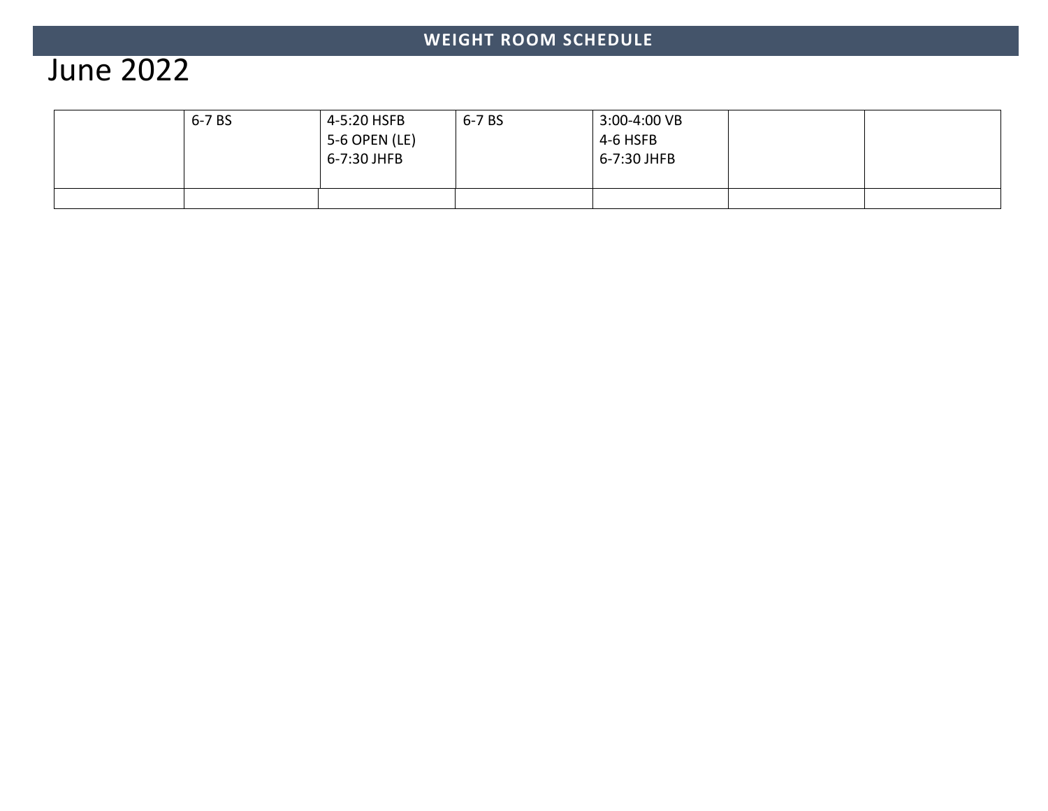WEIGHT ROOM SCHEDULE

# June 2022

| | | | | | | |
|---|---|---|---|---|---|---|
| | 6-7 BS | 4-5:20 HSFB<br>5-6 OPEN (LE)<br>6-7:30 JHFB | 6-7 BS | 3:00-4:00 VB<br>4-6 HSFB<br>6-7:30 JHFB | | |
| | | | | | | |